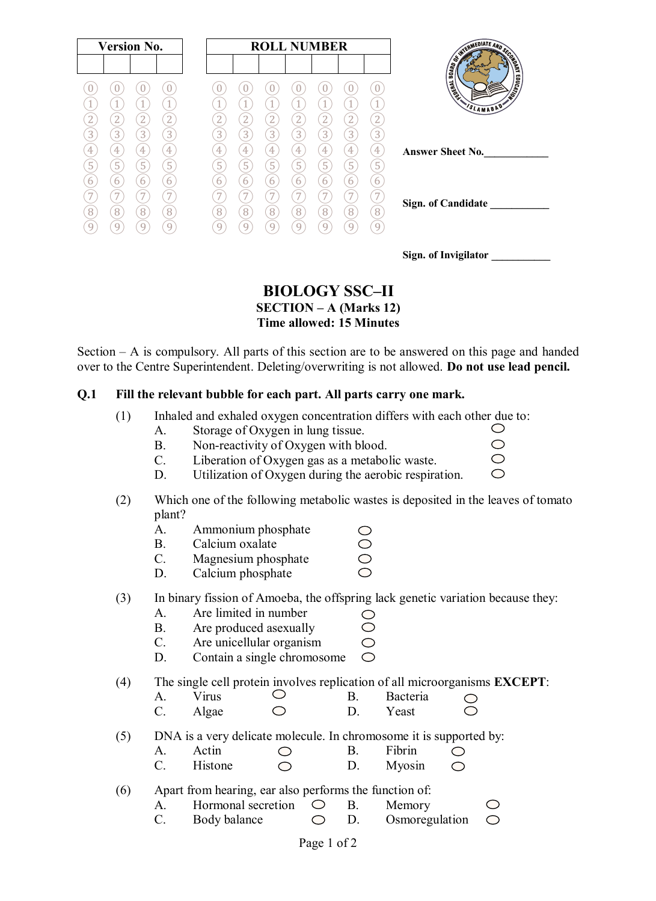| Version No. | | | |
|---|---|---|---|
| | | | |

| ROLL NUMBER | | | | | | |
|---|---|---|---|---|---|---|
| | | | | | | |

Answer Sheet No.____________

Sign. of Candidate ___________

Sign. of Invigilator ___________

# BIOLOGY SSC–II

**SECTION – A (Marks 12)**

**Time allowed: 15 Minutes**

Section – A is compulsory. All parts of this section are to be answered on this page and handed over to the Centre Superintendent. Deleting/overwriting is not allowed. **Do not use lead pencil.**

**Q.1 Fill the relevant bubble for each part. All parts carry one mark.**

(1) Inhaled and exhaled oxygen concentration differs with each other due to:
- A. Storage of Oxygen in lung tissue. ◯
- B. Non-reactivity of Oxygen with blood. ◯
- C. Liberation of Oxygen gas as a metabolic waste. ◯
- D. Utilization of Oxygen during the aerobic respiration. ◯

(2) Which one of the following metabolic wastes is deposited in the leaves of tomato plant?
- A. Ammonium phosphate ◯
- B. Calcium oxalate ◯
- C. Magnesium phosphate ◯
- D. Calcium phosphate ◯

(3) In binary fission of Amoeba, the offspring lack genetic variation because they:
- A. Are limited in number ◯
- B. Are produced asexually ◯
- C. Are unicellular organism ◯
- D. Contain a single chromosome ◯

(4) The single cell protein involves replication of all microorganisms **EXCEPT**:
- A. Virus ◯
- B. Bacteria ◯
- C. Algae ◯
- D. Yeast ◯

(5) DNA is a very delicate molecule. In chromosome it is supported by:
- A. Actin ◯
- B. Fibrin ◯
- C. Histone ◯
- D. Myosin ◯

(6) Apart from hearing, ear also performs the function of:
- A. Hormonal secretion ◯
- B. Memory ◯
- C. Body balance ◯
- D. Osmoregulation ◯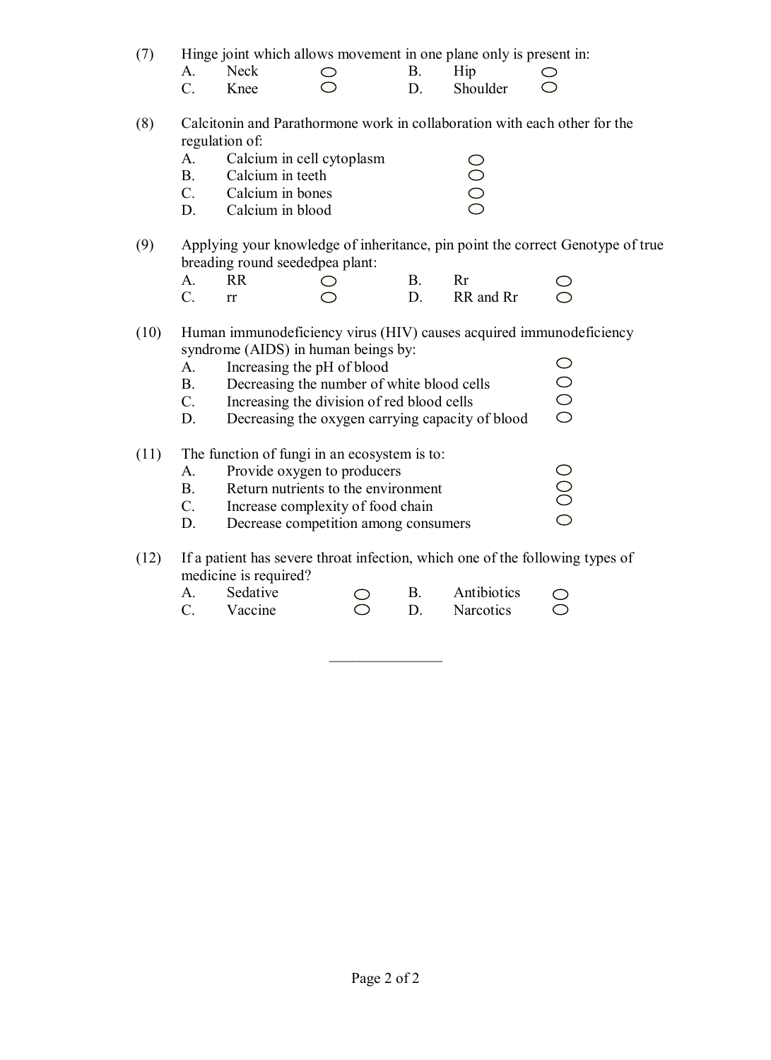(7) Hinge joint which allows movement in one plane only is present in:

A. Neck ○ B. Hip ○
C. Knee ○ D. Shoulder ○

(8) Calcitonin and Parathormone work in collaboration with each other for the regulation of:

A. Calcium in cell cytoplasm ○
B. Calcium in teeth ○
C. Calcium in bones ○
D. Calcium in blood ○

(9) Applying your knowledge of inheritance, pin point the correct Genotype of true breading round seededpea plant:

A. RR ○ B. Rr ○
C. rr ○ D. RR and Rr ○

(10) Human immunodeficiency virus (HIV) causes acquired immunodeficiency syndrome (AIDS) in human beings by:

A. Increasing the pH of blood ○
B. Decreasing the number of white blood cells ○
C. Increasing the division of red blood cells ○
D. Decreasing the oxygen carrying capacity of blood ○

(11) The function of fungi in an ecosystem is to:

A. Provide oxygen to producers ○
B. Return nutrients to the environment ○
C. Increase complexity of food chain ○
D. Decrease competition among consumers ○

(12) If a patient has severe throat infection, which one of the following types of medicine is required?

A. Sedative ○ B. Antibiotics ○
C. Vaccine ○ D. Narcotics ○

---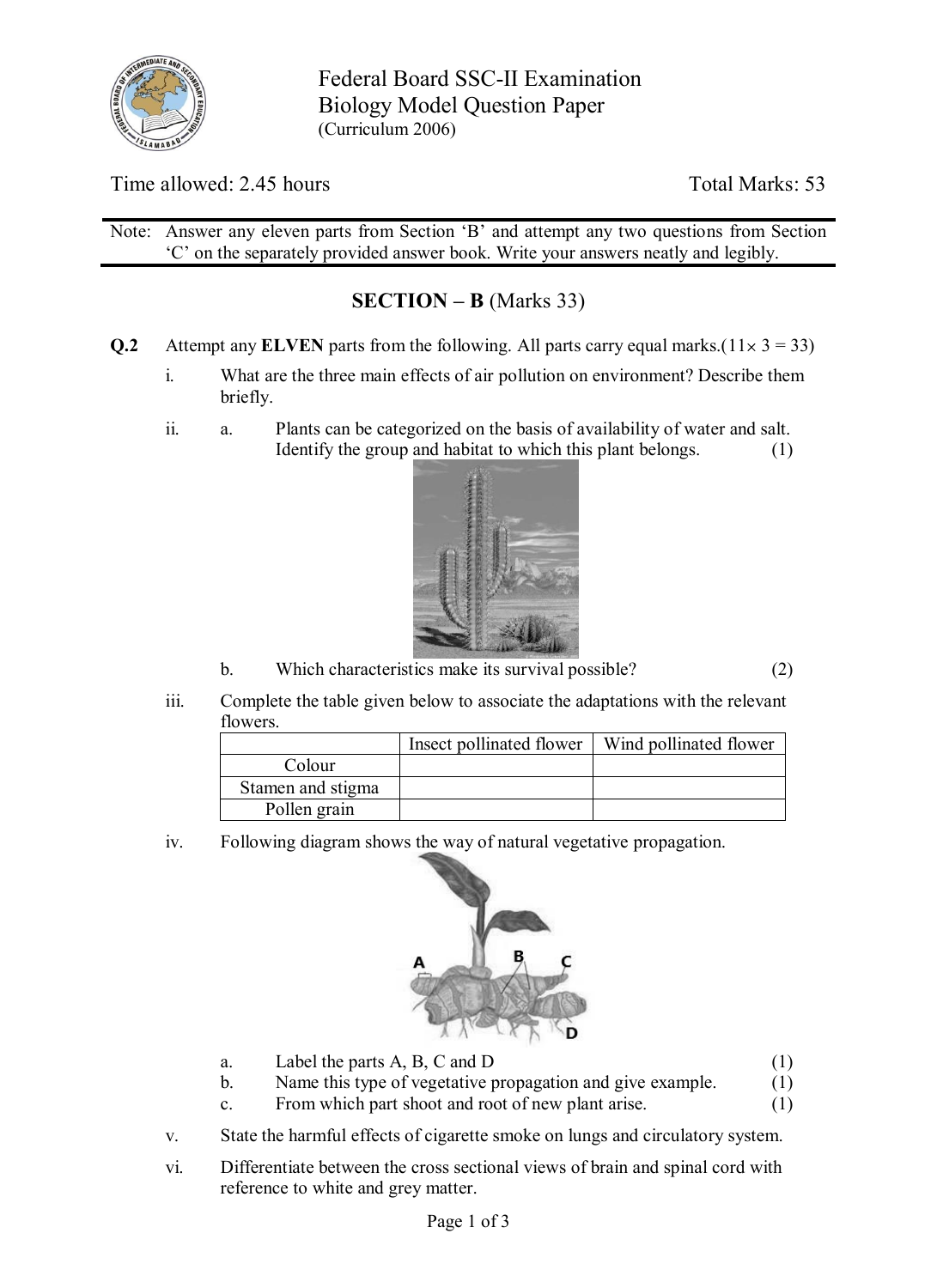Federal Board SSC-II Examination
Biology Model Question Paper
(Curriculum 2006)

Time allowed: 2.45 hours

Total Marks: 53

Note: Answer any eleven parts from Section 'B' and attempt any two questions from Section 'C' on the separately provided answer book. Write your answers neatly and legibly.

## SECTION – B (Marks 33)

**Q.2** Attempt any **ELVEN** parts from the following. All parts carry equal marks.($11\times 3 = 33$)

i. What are the three main effects of air pollution on environment? Describe them briefly.

ii. a. Plants can be categorized on the basis of availability of water and salt. Identify the group and habitat to which this plant belongs. (1)

b. Which characteristics make its survival possible? (2)

iii. Complete the table given below to associate the adaptations with the relevant flowers.

| | Insect pollinated flower | Wind pollinated flower |
|---|---|---|
| Colour | | |
| Stamen and stigma | | |
| Pollen grain | | |

iv. Following diagram shows the way of natural vegetative propagation.

a. Label the parts A, B, C and D (1)

b. Name this type of vegetative propagation and give example. (1)

c. From which part shoot and root of new plant arise. (1)

v. State the harmful effects of cigarette smoke on lungs and circulatory system.

vi. Differentiate between the cross sectional views of brain and spinal cord with reference to white and grey matter.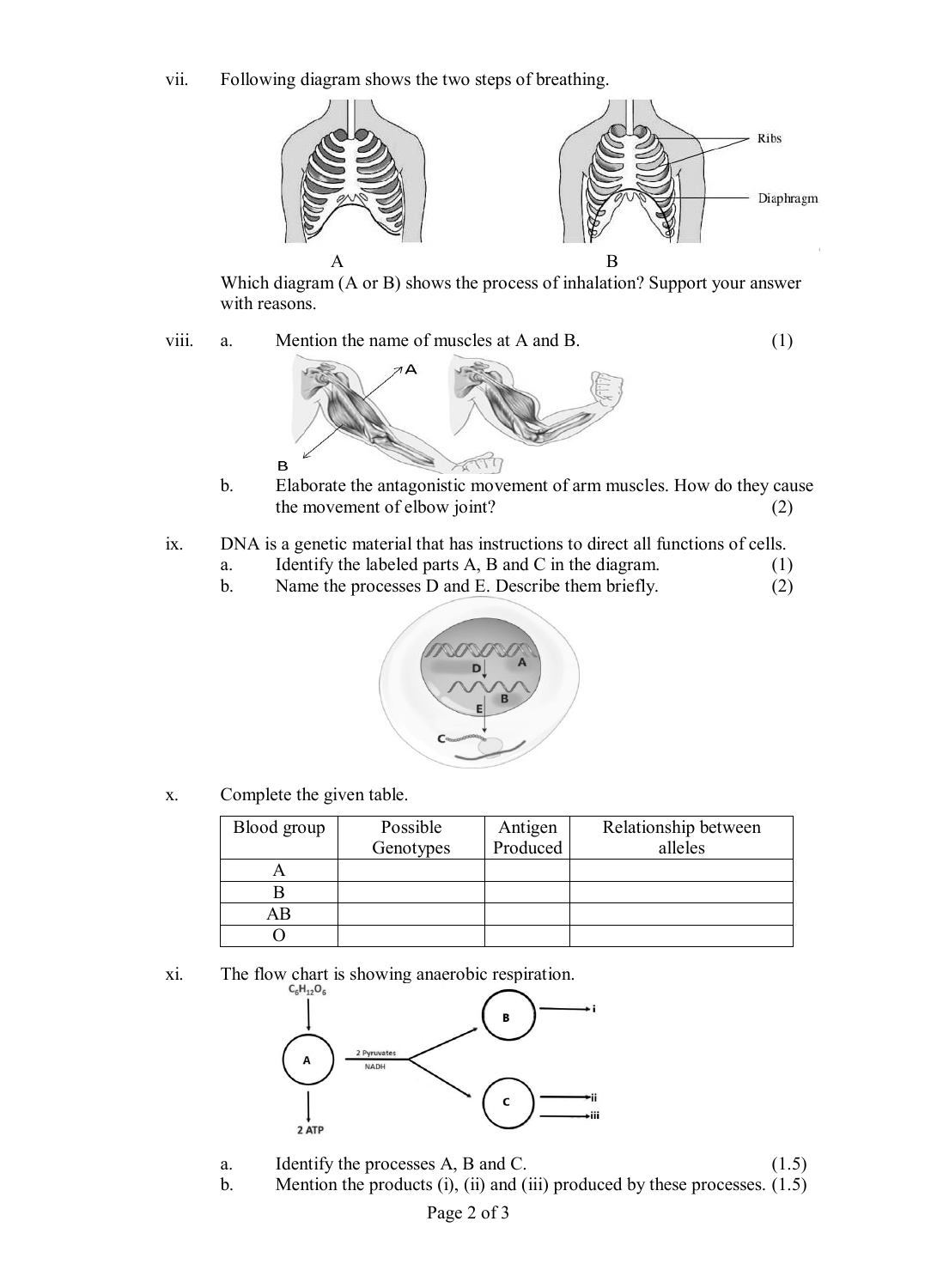vii. Following diagram shows the two steps of breathing.

A B

Which diagram (A or B) shows the process of inhalation? Support your answer with reasons.

viii. a. Mention the name of muscles at A and B. (1)

b. Elaborate the antagonistic movement of arm muscles. How do they cause the movement of elbow joint? (2)

ix. DNA is a genetic material that has instructions to direct all functions of cells.

a. Identify the labeled parts A, B and C in the diagram. (1)

b. Name the processes D and E. Describe them briefly. (2)

x. Complete the given table.

| Blood group | Possible Genotypes | Antigen Produced | Relationship between alleles |
|---|---|---|---|
| A | | | |
| B | | | |
| AB | | | |
| O | | | |

xi. The flow chart is showing anaerobic respiration.

a. Identify the processes A, B and C. (1.5)

b. Mention the products (i), (ii) and (iii) produced by these processes. (1.5)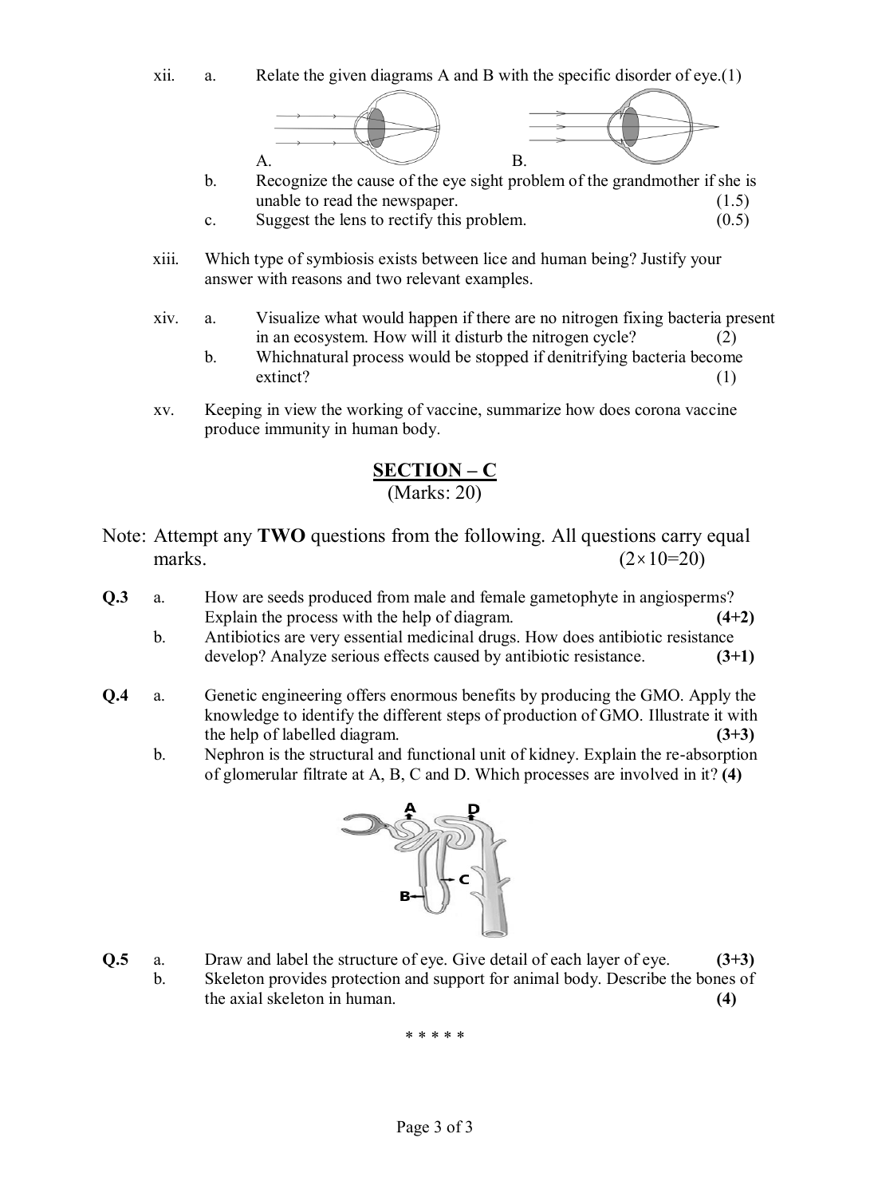xii. a. Relate the given diagrams A and B with the specific disorder of eye.(1)

A. B.

b. Recognize the cause of the eye sight problem of the grandmother if she is unable to read the newspaper. (1.5)

c. Suggest the lens to rectify this problem. (0.5)

xiii. Which type of symbiosis exists between lice and human being? Justify your answer with reasons and two relevant examples.

xiv. a. Visualize what would happen if there are no nitrogen fixing bacteria present in an ecosystem. How will it disturb the nitrogen cycle? (2)

b. Whichnatural process would be stopped if denitrifying bacteria become extinct? (1)

xv. Keeping in view the working of vaccine, summarize how does corona vaccine produce immunity in human body.

## SECTION – C

(Marks: 20)

Note: Attempt any **TWO** questions from the following. All questions carry equal marks. $(2\times10=20)$

**Q.3** a. How are seeds produced from male and female gametophyte in angiosperms? Explain the process with the help of diagram. **(4+2)**

b. Antibiotics are very essential medicinal drugs. How does antibiotic resistance develop? Analyze serious effects caused by antibiotic resistance. **(3+1)**

**Q.4** a. Genetic engineering offers enormous benefits by producing the GMO. Apply the knowledge to identify the different steps of production of GMO. Illustrate it with the help of labelled diagram. **(3+3)**

b. Nephron is the structural and functional unit of kidney. Explain the re-absorption of glomerular filtrate at A, B, C and D. Which processes are involved in it? **(4)**

**Q.5** a. Draw and label the structure of eye. Give detail of each layer of eye. **(3+3)**

b. Skeleton provides protection and support for animal body. Describe the bones of the axial skeleton in human. **(4)**

\* \* \* \* \*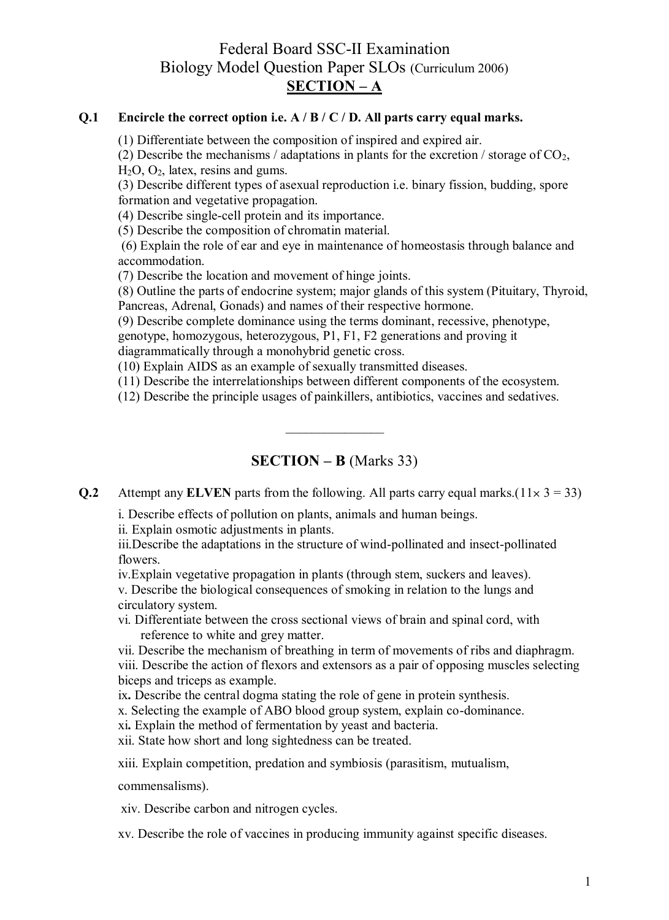# Federal Board SSC-II Examination
## Biology Model Question Paper SLOs (Curriculum 2006)
### SECTION – A

**Q.1 Encircle the correct option i.e. A / B / C / D. All parts carry equal marks.**

(1) Differentiate between the composition of inspired and expired air.
(2) Describe the mechanisms / adaptations in plants for the excretion / storage of $CO_2$, $H_2O$, $O_2$, latex, resins and gums.
(3) Describe different types of asexual reproduction i.e. binary fission, budding, spore formation and vegetative propagation.
(4) Describe single-cell protein and its importance.
(5) Describe the composition of chromatin material.
(6) Explain the role of ear and eye in maintenance of homeostasis through balance and accommodation.
(7) Describe the location and movement of hinge joints.
(8) Outline the parts of endocrine system; major glands of this system (Pituitary, Thyroid, Pancreas, Adrenal, Gonads) and names of their respective hormone.
(9) Describe complete dominance using the terms dominant, recessive, phenotype, genotype, homozygous, heterozygous, P1, F1, F2 generations and proving it diagrammatically through a monohybrid genetic cross.
(10) Explain AIDS as an example of sexually transmitted diseases.
(11) Describe the interrelationships between different components of the ecosystem.
(12) Describe the principle usages of painkillers, antibiotics, vaccines and sedatives.

---

### SECTION – B (Marks 33)

**Q.2** Attempt any **ELVEN** parts from the following. All parts carry equal marks.($11 \times 3 = 33$)

i. Describe effects of pollution on plants, animals and human beings.
ii. Explain osmotic adjustments in plants.
iii. Describe the adaptations in the structure of wind-pollinated and insect-pollinated flowers.
iv. Explain vegetative propagation in plants (through stem, suckers and leaves).
v. Describe the biological consequences of smoking in relation to the lungs and circulatory system.
vi. Differentiate between the cross sectional views of brain and spinal cord, with reference to white and grey matter.
vii. Describe the mechanism of breathing in term of movements of ribs and diaphragm.
viii. Describe the action of flexors and extensors as a pair of opposing muscles selecting biceps and triceps as example.
ix. Describe the central dogma stating the role of gene in protein synthesis.
x. Selecting the example of ABO blood group system, explain co-dominance.
xi. Explain the method of fermentation by yeast and bacteria.
xii. State how short and long sightedness can be treated.
xiii. Explain competition, predation and symbiosis (parasitism, mutualism, commensalisms).
xiv. Describe carbon and nitrogen cycles.
xv. Describe the role of vaccines in producing immunity against specific diseases.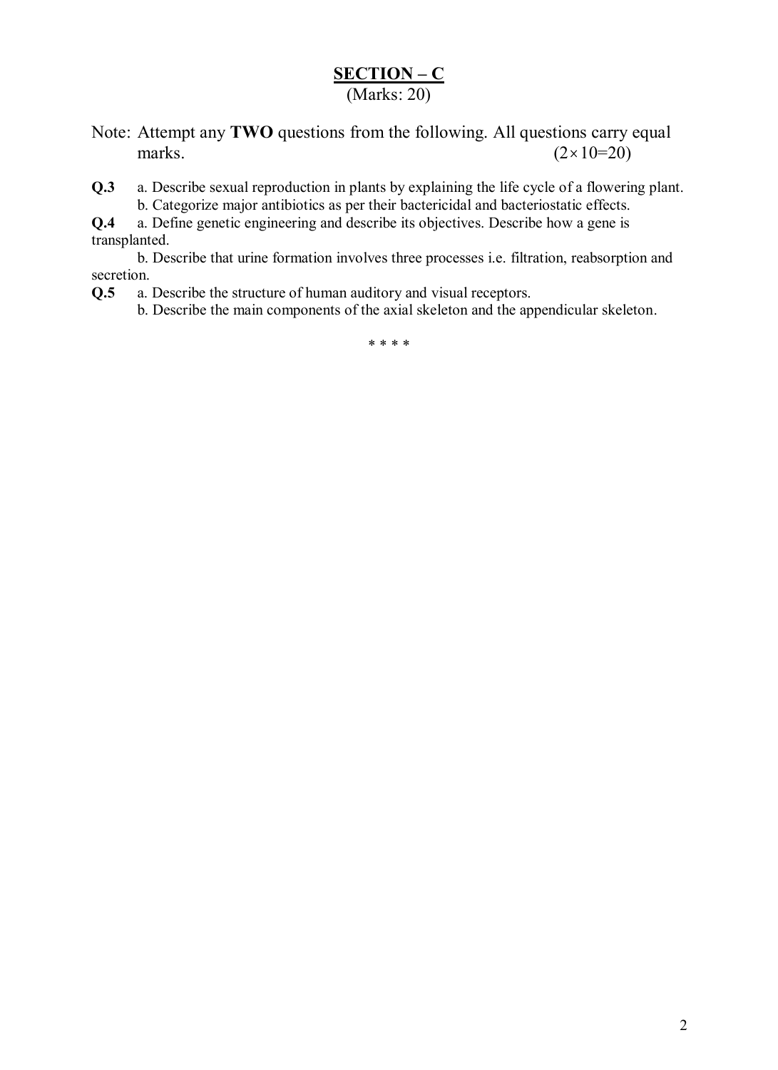## SECTION – C

(Marks: 20)

Note: Attempt any **TWO** questions from the following. All questions carry equal marks. $(2\times10=20)$

**Q.3** a. Describe sexual reproduction in plants by explaining the life cycle of a flowering plant.

b. Categorize major antibiotics as per their bactericidal and bacteriostatic effects.

**Q.4** a. Define genetic engineering and describe its objectives. Describe how a gene is transplanted.

b. Describe that urine formation involves three processes i.e. filtration, reabsorption and secretion.

**Q.5** a. Describe the structure of human auditory and visual receptors.

b. Describe the main components of the axial skeleton and the appendicular skeleton.

* * * *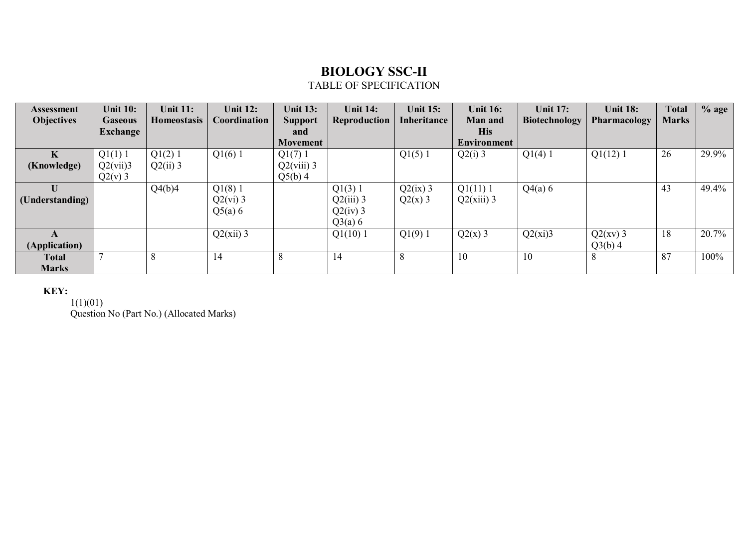# BIOLOGY SSC-II

TABLE OF SPECIFICATION

| Assessment Objectives | Unit 10: Gaseous Exchange | Unit 11: Homeostasis | Unit 12: Coordination | Unit 13: Support and Movement | Unit 14: Reproduction | Unit 15: Inheritance | Unit 16: Man and His Environment | Unit 17: Biotechnology | Unit 18: Pharmacology | Total Marks | % age |
|---|---|---|---|---|---|---|---|---|---|---|---|
| K (Knowledge) | Q1(1) 1<br>Q2(vii)3<br>Q2(v) 3 | Q1(2) 1<br>Q2(ii) 3 | Q1(6) 1 | Q1(7) 1<br>Q2(viii) 3<br>Q5(b) 4 | | Q1(5) 1 | Q2(i) 3 | Q1(4) 1 | Q1(12) 1 | 26 | 29.9% |
| U (Understanding) | | Q4(b)4 | Q1(8) 1<br>Q2(vi) 3<br>Q5(a) 6 | | Q1(3) 1<br>Q2(iii) 3<br>Q2(iv) 3<br>Q3(a) 6 | Q2(ix) 3<br>Q2(x) 3 | Q1(11) 1<br>Q2(xiii) 3 | Q4(a) 6 | | 43 | 49.4% |
| A (Application) | | | Q2(xii) 3 | | Q1(10) 1 | Q1(9) 1 | Q2(x) 3 | Q2(xi)3 | Q2(xv) 3<br>Q3(b) 4 | 18 | 20.7% |
| Total Marks | 7 | 8 | 14 | 8 | 14 | 8 | 10 | 10 | 8 | 87 | 100% |

**KEY:**

1(1)(01)
Question No (Part No.) (Allocated Marks)